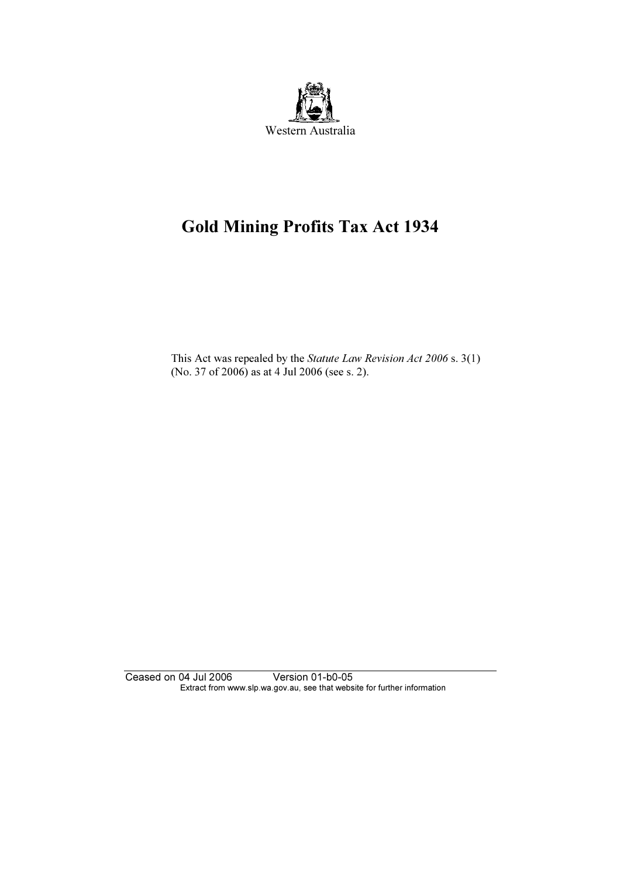Western Australia

# Gold Mining Profits Tax Act 1934

This Act was repealed by the *Statute Law Revision Act 2006* s. 3(1) (No. 37 of 2006) as at 4 Jul 2006 (see s. 2).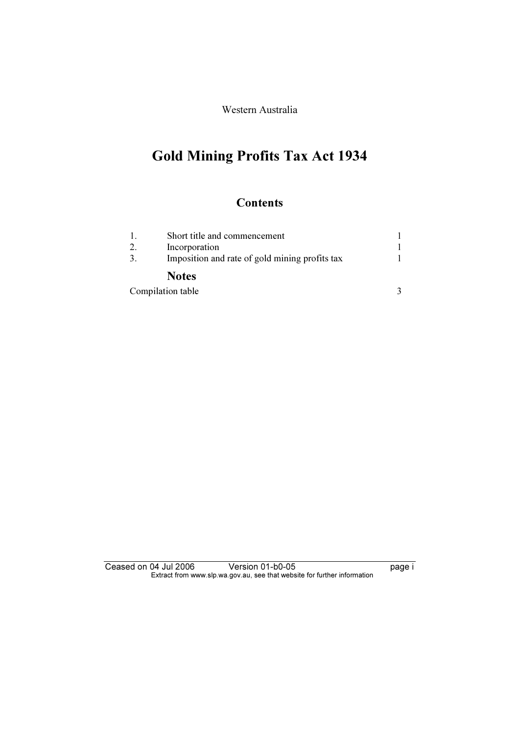Western Australia

# Gold Mining Profits Tax Act 1934

## Contents

| | | |
|---|---|---|
| 1. | Short title and commencement | 1 |
| 2. | Incorporation | 1 |
| 3. | Imposition and rate of gold mining profits tax | 1 |

### Notes

| | |
|---|---|
| Compilation table | 3 |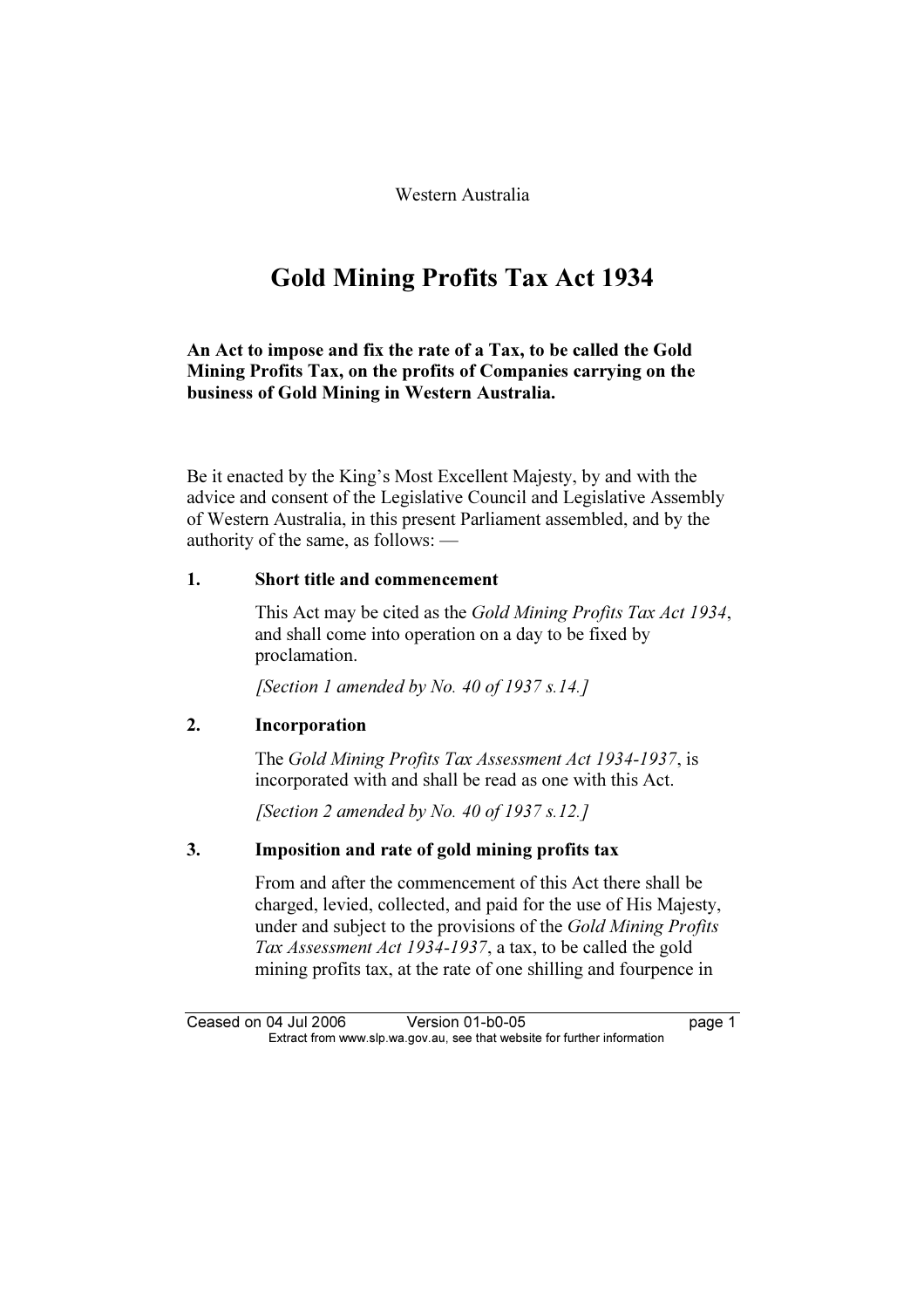Western Australia

# Gold Mining Profits Tax Act 1934

**An Act to impose and fix the rate of a Tax, to be called the Gold Mining Profits Tax, on the profits of Companies carrying on the business of Gold Mining in Western Australia.**

Be it enacted by the King's Most Excellent Majesty, by and with the advice and consent of the Legislative Council and Legislative Assembly of Western Australia, in this present Parliament assembled, and by the authority of the same, as follows: —

### 1. Short title and commencement

This Act may be cited as the *Gold Mining Profits Tax Act 1934*, and shall come into operation on a day to be fixed by proclamation.

*[Section 1 amended by No. 40 of 1937 s.14.]*

### 2. Incorporation

The *Gold Mining Profits Tax Assessment Act 1934-1937*, is incorporated with and shall be read as one with this Act.

*[Section 2 amended by No. 40 of 1937 s.12.]*

### 3. Imposition and rate of gold mining profits tax

From and after the commencement of this Act there shall be charged, levied, collected, and paid for the use of His Majesty, under and subject to the provisions of the *Gold Mining Profits Tax Assessment Act 1934-1937*, a tax, to be called the gold mining profits tax, at the rate of one shilling and fourpence in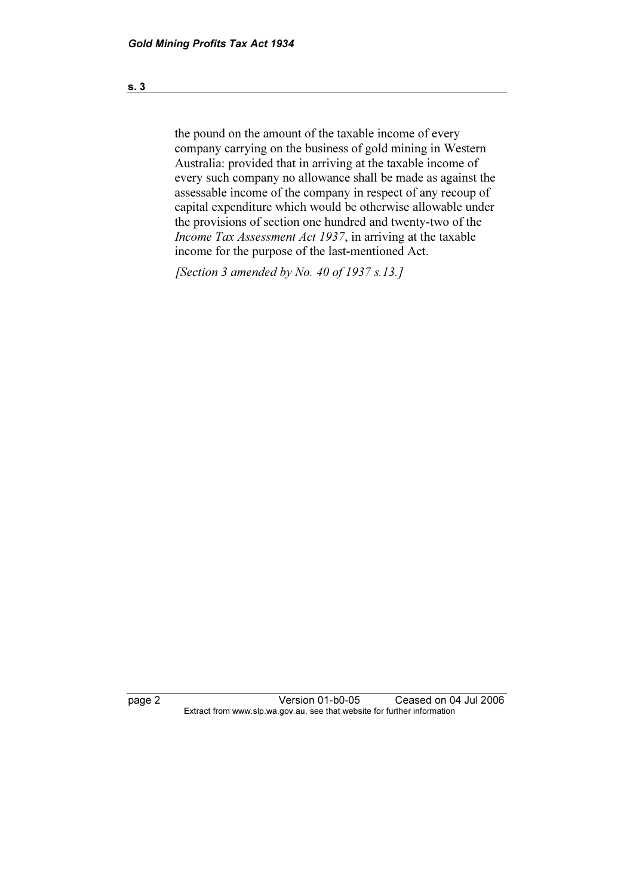the pound on the amount of the taxable income of every company carrying on the business of gold mining in Western Australia: provided that in arriving at the taxable income of every such company no allowance shall be made as against the assessable income of the company in respect of any recoup of capital expenditure which would be otherwise allowable under the provisions of section one hundred and twenty-two of the *Income Tax Assessment Act 1937*, in arriving at the taxable income for the purpose of the last-mentioned Act.

*[Section 3 amended by No. 40 of 1937 s.13.]*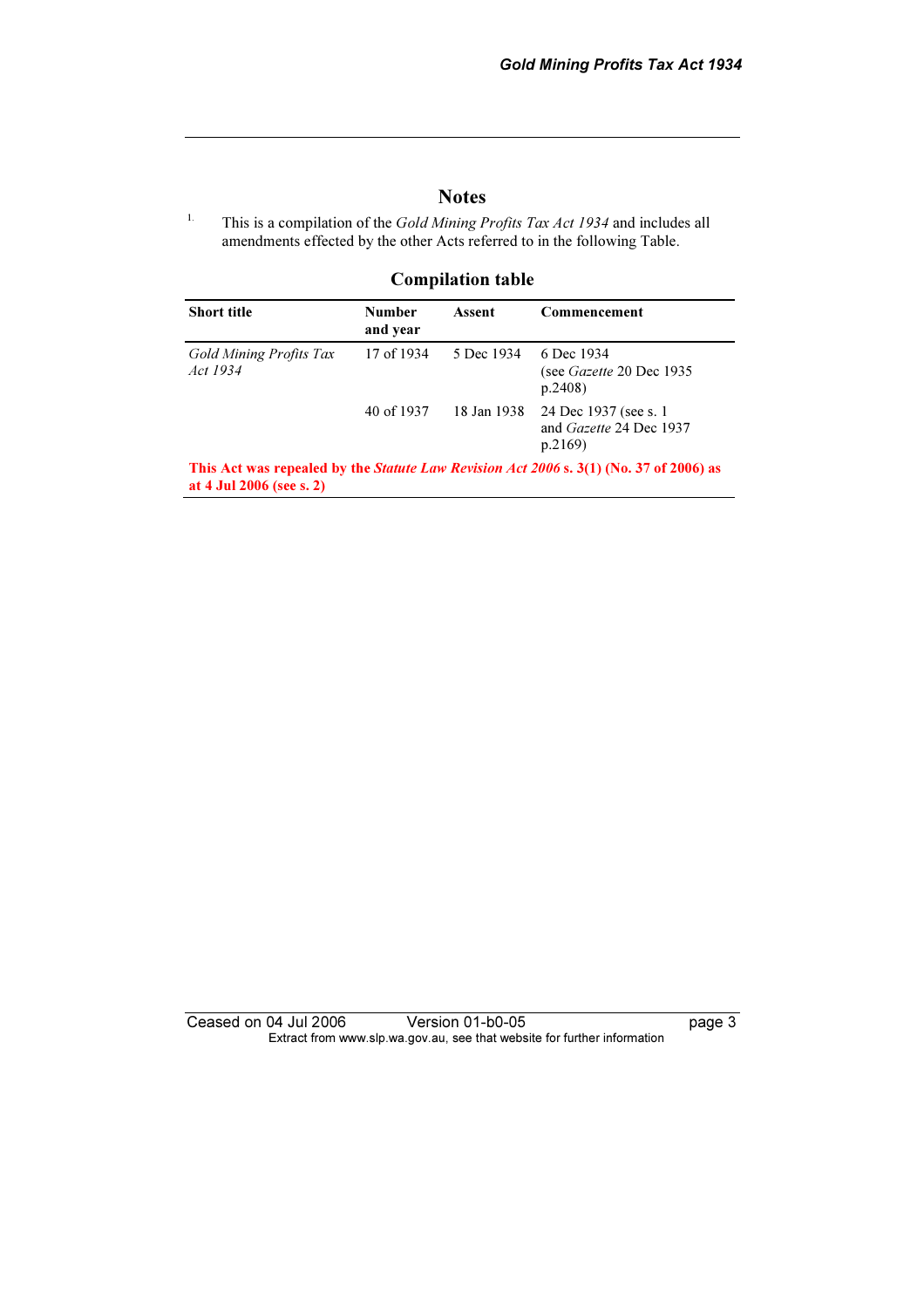## Notes

[1.] This is a compilation of the *Gold Mining Profits Tax Act 1934* and includes all amendments effected by the other Acts referred to in the following Table.

### Compilation table

| Short title | Number and year | Assent | Commencement |
|---|---|---|---|
| *Gold Mining Profits Tax Act 1934* | 17 of 1934 | 5 Dec 1934 | 6 Dec 1934 (see *Gazette* 20 Dec 1935 p.2408) |
| | 40 of 1937 | 18 Jan 1938 | 24 Dec 1937 (see s. 1 and *Gazette* 24 Dec 1937 p.2169) |
| **This Act was repealed by the *Statute Law Revision Act 2006* s. 3(1) (No. 37 of 2006) as at 4 Jul 2006 (see s. 2)** | | | |